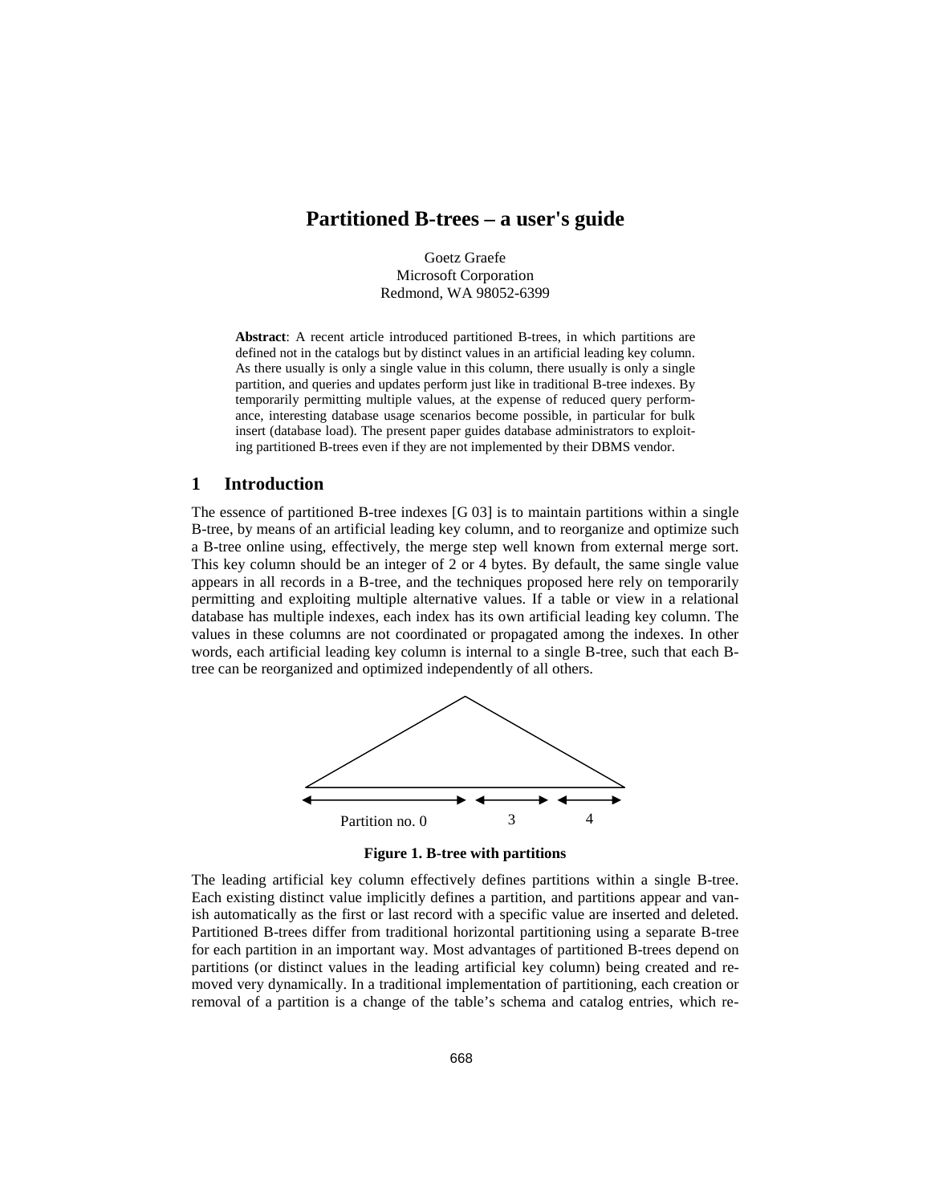# Partitioned B-trees – a user's guide

Goetz Graefe
Microsoft Corporation
Redmond, WA 98052-6399

**Abstract**: A recent article introduced partitioned B-trees, in which partitions are defined not in the catalogs but by distinct values in an artificial leading key column. As there usually is only a single value in this column, there usually is only a single partition, and queries and updates perform just like in traditional B-tree indexes. By temporarily permitting multiple values, at the expense of reduced query performance, interesting database usage scenarios become possible, in particular for bulk insert (database load). The present paper guides database administrators to exploiting partitioned B-trees even if they are not implemented by their DBMS vendor.

## 1 Introduction

The essence of partitioned B-tree indexes [G 03] is to maintain partitions within a single B-tree, by means of an artificial leading key column, and to reorganize and optimize such a B-tree online using, effectively, the merge step well known from external merge sort. This key column should be an integer of 2 or 4 bytes. By default, the same single value appears in all records in a B-tree, and the techniques proposed here rely on temporarily permitting and exploiting multiple alternative values. If a table or view in a relational database has multiple indexes, each index has its own artificial leading key column. The values in these columns are not coordinated or propagated among the indexes. In other words, each artificial leading key column is internal to a single B-tree, such that each B-tree can be reorganized and optimized independently of all others.

Partition no. 0 3 4

**Figure 1. B-tree with partitions**

The leading artificial key column effectively defines partitions within a single B-tree. Each existing distinct value implicitly defines a partition, and partitions appear and vanish automatically as the first or last record with a specific value are inserted and deleted. Partitioned B-trees differ from traditional horizontal partitioning using a separate B-tree for each partition in an important way. Most advantages of partitioned B-trees depend on partitions (or distinct values in the leading artificial key column) being created and removed very dynamically. In a traditional implementation of partitioning, each creation or removal of a partition is a change of the table's schema and catalog entries, which re-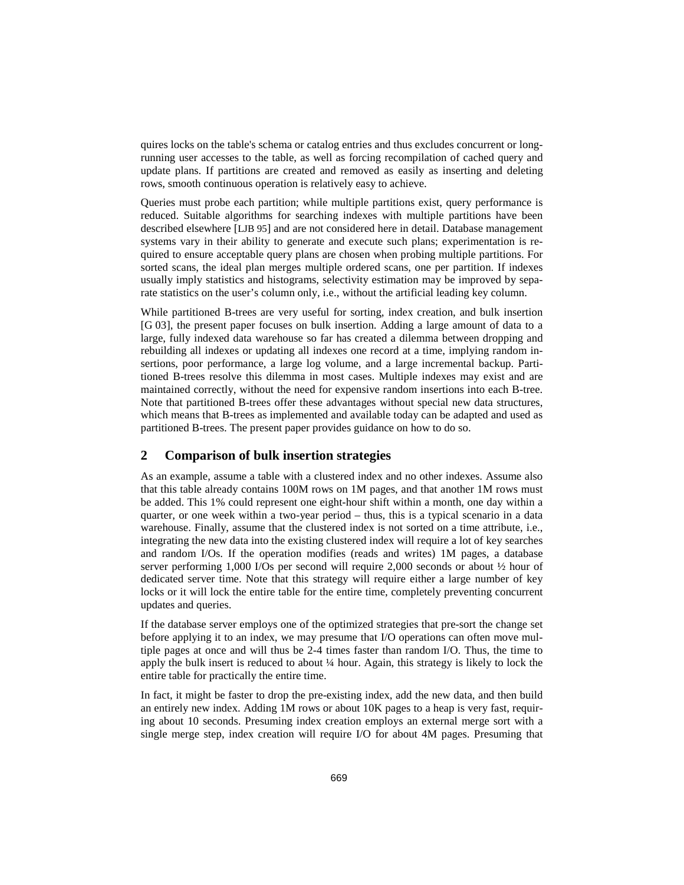quires locks on the table's schema or catalog entries and thus excludes concurrent or long-running user accesses to the table, as well as forcing recompilation of cached query and update plans. If partitions are created and removed as easily as inserting and deleting rows, smooth continuous operation is relatively easy to achieve.

Queries must probe each partition; while multiple partitions exist, query performance is reduced. Suitable algorithms for searching indexes with multiple partitions have been described elsewhere [LJB 95] and are not considered here in detail. Database management systems vary in their ability to generate and execute such plans; experimentation is required to ensure acceptable query plans are chosen when probing multiple partitions. For sorted scans, the ideal plan merges multiple ordered scans, one per partition. If indexes usually imply statistics and histograms, selectivity estimation may be improved by separate statistics on the user's column only, i.e., without the artificial leading key column.

While partitioned B-trees are very useful for sorting, index creation, and bulk insertion [G 03], the present paper focuses on bulk insertion. Adding a large amount of data to a large, fully indexed data warehouse so far has created a dilemma between dropping and rebuilding all indexes or updating all indexes one record at a time, implying random insertions, poor performance, a large log volume, and a large incremental backup. Partitioned B-trees resolve this dilemma in most cases. Multiple indexes may exist and are maintained correctly, without the need for expensive random insertions into each B-tree. Note that partitioned B-trees offer these advantages without special new data structures, which means that B-trees as implemented and available today can be adapted and used as partitioned B-trees. The present paper provides guidance on how to do so.

## 2 Comparison of bulk insertion strategies

As an example, assume a table with a clustered index and no other indexes. Assume also that this table already contains 100M rows on 1M pages, and that another 1M rows must be added. This 1% could represent one eight-hour shift within a month, one day within a quarter, or one week within a two-year period – thus, this is a typical scenario in a data warehouse. Finally, assume that the clustered index is not sorted on a time attribute, i.e., integrating the new data into the existing clustered index will require a lot of key searches and random I/Os. If the operation modifies (reads and writes) 1M pages, a database server performing 1,000 I/Os per second will require 2,000 seconds or about ½ hour of dedicated server time. Note that this strategy will require either a large number of key locks or it will lock the entire table for the entire time, completely preventing concurrent updates and queries.

If the database server employs one of the optimized strategies that pre-sort the change set before applying it to an index, we may presume that I/O operations can often move multiple pages at once and will thus be 2-4 times faster than random I/O. Thus, the time to apply the bulk insert is reduced to about ¼ hour. Again, this strategy is likely to lock the entire table for practically the entire time.

In fact, it might be faster to drop the pre-existing index, add the new data, and then build an entirely new index. Adding 1M rows or about 10K pages to a heap is very fast, requiring about 10 seconds. Presuming index creation employs an external merge sort with a single merge step, index creation will require I/O for about 4M pages. Presuming that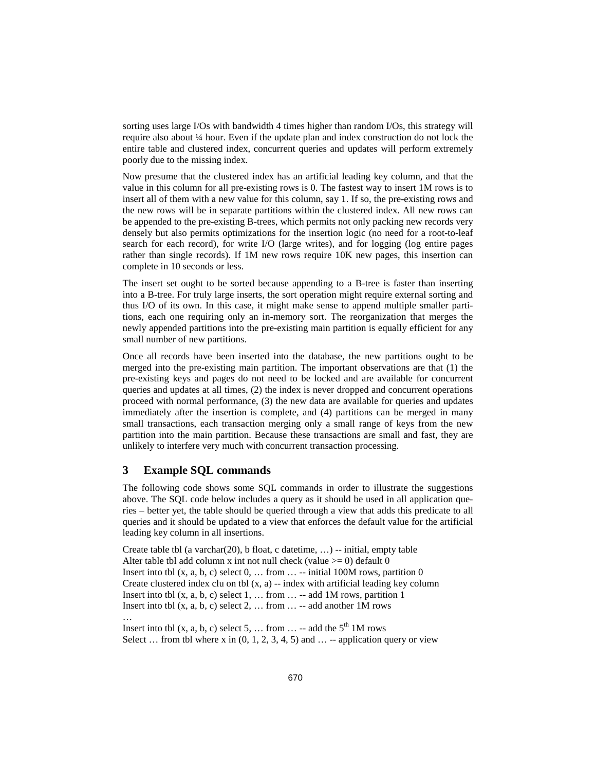sorting uses large I/Os with bandwidth 4 times higher than random I/Os, this strategy will require also about ¼ hour. Even if the update plan and index construction do not lock the entire table and clustered index, concurrent queries and updates will perform extremely poorly due to the missing index.

Now presume that the clustered index has an artificial leading key column, and that the value in this column for all pre-existing rows is 0. The fastest way to insert 1M rows is to insert all of them with a new value for this column, say 1. If so, the pre-existing rows and the new rows will be in separate partitions within the clustered index. All new rows can be appended to the pre-existing B-trees, which permits not only packing new records very densely but also permits optimizations for the insertion logic (no need for a root-to-leaf search for each record), for write I/O (large writes), and for logging (log entire pages rather than single records). If 1M new rows require 10K new pages, this insertion can complete in 10 seconds or less.

The insert set ought to be sorted because appending to a B-tree is faster than inserting into a B-tree. For truly large inserts, the sort operation might require external sorting and thus I/O of its own. In this case, it might make sense to append multiple smaller partitions, each one requiring only an in-memory sort. The reorganization that merges the newly appended partitions into the pre-existing main partition is equally efficient for any small number of new partitions.

Once all records have been inserted into the database, the new partitions ought to be merged into the pre-existing main partition. The important observations are that (1) the pre-existing keys and pages do not need to be locked and are available for concurrent queries and updates at all times, (2) the index is never dropped and concurrent operations proceed with normal performance, (3) the new data are available for queries and updates immediately after the insertion is complete, and (4) partitions can be merged in many small transactions, each transaction merging only a small range of keys from the new partition into the main partition. Because these transactions are small and fast, they are unlikely to interfere very much with concurrent transaction processing.

## 3 Example SQL commands

The following code shows some SQL commands in order to illustrate the suggestions above. The SQL code below includes a query as it should be used in all application queries – better yet, the table should be queried through a view that adds this predicate to all queries and it should be updated to a view that enforces the default value for the artificial leading key column in all insertions.

```
Create table tbl (a varchar(20), b float, c datetime, …) -- initial, empty table
Alter table tbl add column x int not null check (value >= 0) default 0
Insert into tbl (x, a, b, c) select 0, … from … -- initial 100M rows, partition 0
Create clustered index clu on tbl (x, a) -- index with artificial leading key column
Insert into tbl (x, a, b, c) select 1, … from … -- add 1M rows, partition 1
Insert into tbl (x, a, b, c) select 2, … from … -- add another 1M rows
…
Insert into tbl (x, a, b, c) select 5, … from … -- add the 5th 1M rows
Select … from tbl where x in (0, 1, 2, 3, 4, 5) and … -- application query or view
```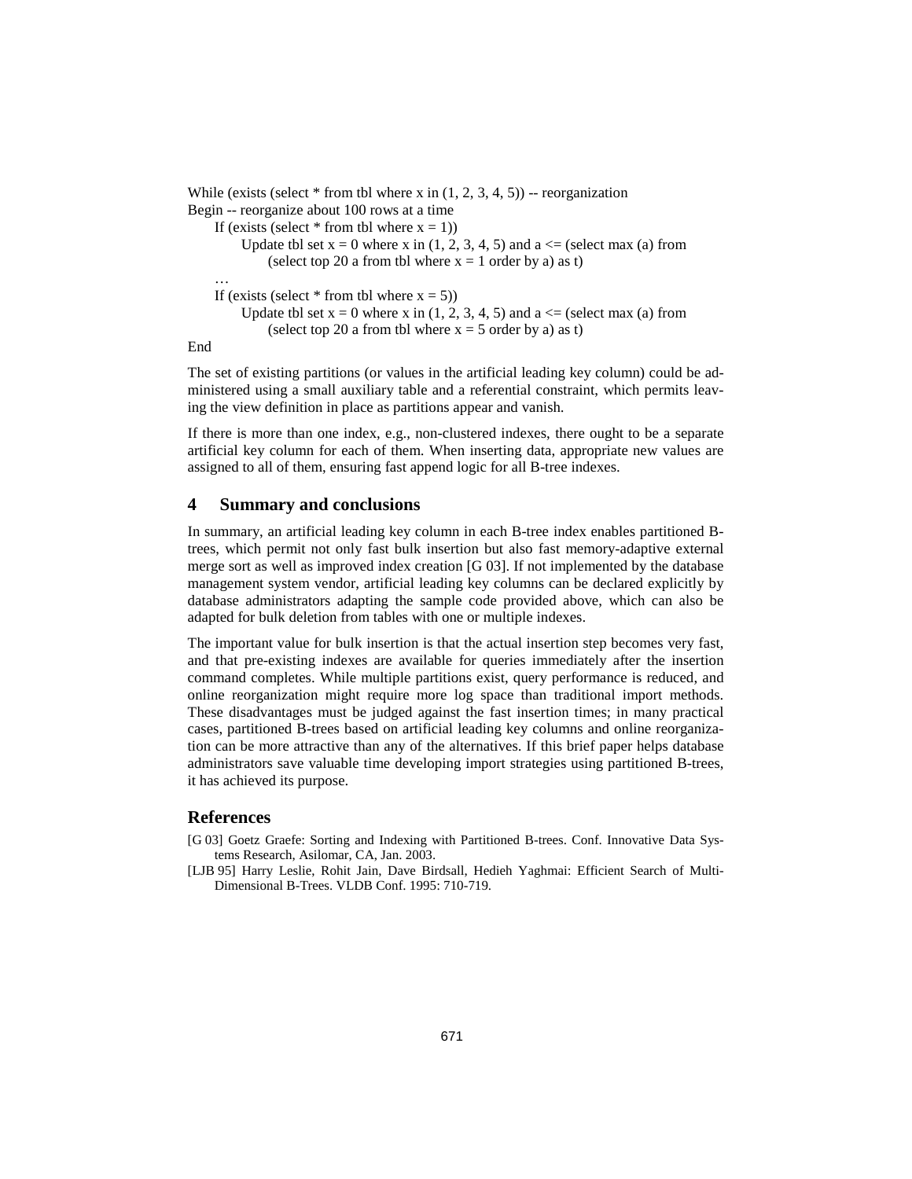```
While (exists (select * from tbl where x in (1, 2, 3, 4, 5)) -- reorganization
Begin -- reorganize about 100 rows at a time
    If (exists (select * from tbl where x = 1))
        Update tbl set x = 0 where x in (1, 2, 3, 4, 5) and a <= (select max (a) from
            (select top 20 a from tbl where x = 1 order by a) as t)
    …
    If (exists (select * from tbl where x = 5))
        Update tbl set x = 0 where x in (1, 2, 3, 4, 5) and a <= (select max (a) from
            (select top 20 a from tbl where x = 5 order by a) as t)
End
```

The set of existing partitions (or values in the artificial leading key column) could be administered using a small auxiliary table and a referential constraint, which permits leaving the view definition in place as partitions appear and vanish.

If there is more than one index, e.g., non-clustered indexes, there ought to be a separate artificial key column for each of them. When inserting data, appropriate new values are assigned to all of them, ensuring fast append logic for all B-tree indexes.

## 4 Summary and conclusions

In summary, an artificial leading key column in each B-tree index enables partitioned B-trees, which permit not only fast bulk insertion but also fast memory-adaptive external merge sort as well as improved index creation [G 03]. If not implemented by the database management system vendor, artificial leading key columns can be declared explicitly by database administrators adapting the sample code provided above, which can also be adapted for bulk deletion from tables with one or multiple indexes.

The important value for bulk insertion is that the actual insertion step becomes very fast, and that pre-existing indexes are available for queries immediately after the insertion command completes. While multiple partitions exist, query performance is reduced, and online reorganization might require more log space than traditional import methods. These disadvantages must be judged against the fast insertion times; in many practical cases, partitioned B-trees based on artificial leading key columns and online reorganization can be more attractive than any of the alternatives. If this brief paper helps database administrators save valuable time developing import strategies using partitioned B-trees, it has achieved its purpose.

## References

[G 03] Goetz Graefe: Sorting and Indexing with Partitioned B-trees. Conf. Innovative Data Systems Research, Asilomar, CA, Jan. 2003.

[LJB 95] Harry Leslie, Rohit Jain, Dave Birdsall, Hedieh Yaghmai: Efficient Search of Multi-Dimensional B-Trees. VLDB Conf. 1995: 710-719.